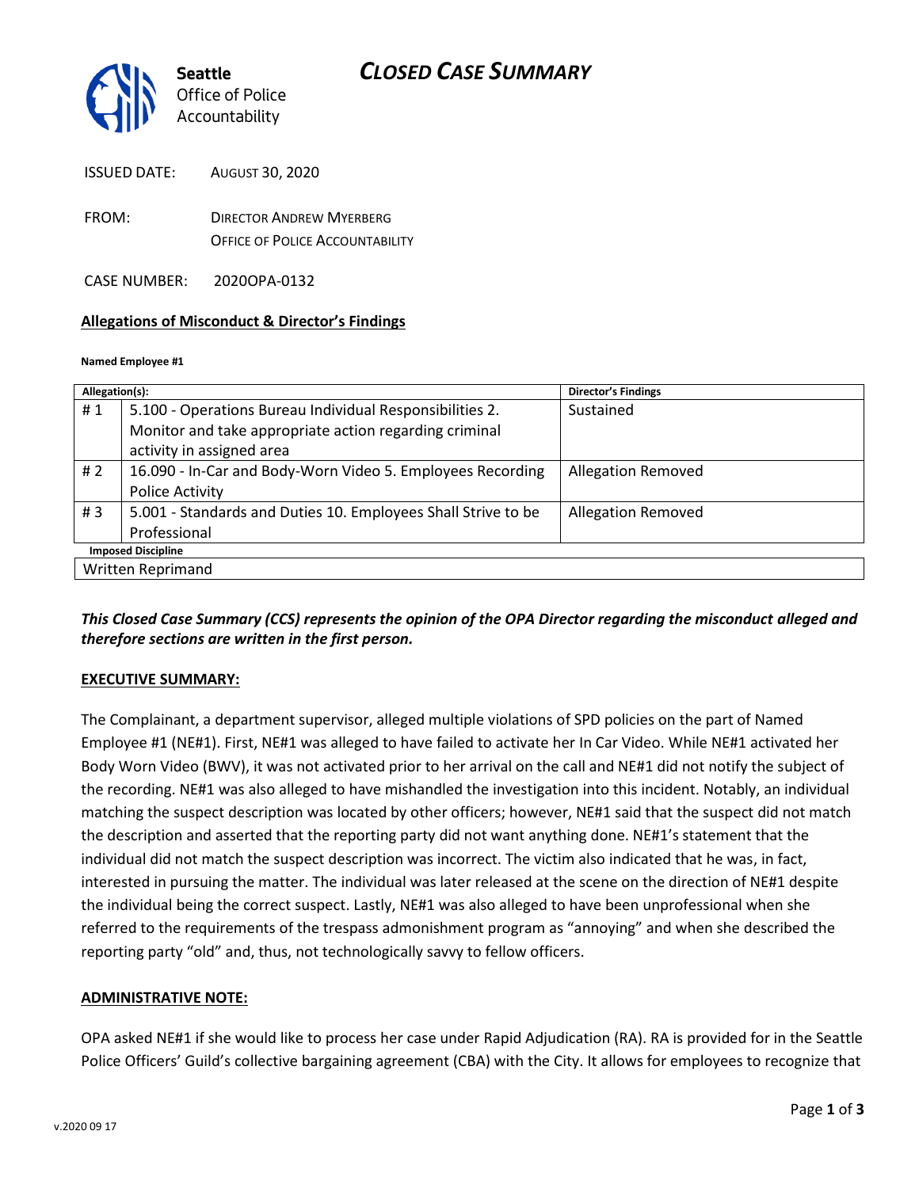Seattle Office of Police Accountability

# CLOSED CASE SUMMARY

ISSUED DATE: AUGUST 30, 2020

FROM: DIRECTOR ANDREW MYERBERG
OFFICE OF POLICE ACCOUNTABILITY

CASE NUMBER: 2020OPA-0132

**Allegations of Misconduct & Director's Findings**

**Named Employee #1**

| Allegation(s): | | Director's Findings |
|---|---|---|
| # 1 | 5.100 - Operations Bureau Individual Responsibilities 2. Monitor and take appropriate action regarding criminal activity in assigned area | Sustained |
| # 2 | 16.090 - In-Car and Body-Worn Video 5. Employees Recording Police Activity | Allegation Removed |
| # 3 | 5.001 - Standards and Duties 10. Employees Shall Strive to be Professional | Allegation Removed |
| **Imposed Discipline** | | |
| Written Reprimand | | |

***This Closed Case Summary (CCS) represents the opinion of the OPA Director regarding the misconduct alleged and therefore sections are written in the first person.***

**EXECUTIVE SUMMARY:**

The Complainant, a department supervisor, alleged multiple violations of SPD policies on the part of Named Employee #1 (NE#1). First, NE#1 was alleged to have failed to activate her In Car Video. While NE#1 activated her Body Worn Video (BWV), it was not activated prior to her arrival on the call and NE#1 did not notify the subject of the recording. NE#1 was also alleged to have mishandled the investigation into this incident. Notably, an individual matching the suspect description was located by other officers; however, NE#1 said that the suspect did not match the description and asserted that the reporting party did not want anything done. NE#1's statement that the individual did not match the suspect description was incorrect. The victim also indicated that he was, in fact, interested in pursuing the matter. The individual was later released at the scene on the direction of NE#1 despite the individual being the correct suspect. Lastly, NE#1 was also alleged to have been unprofessional when she referred to the requirements of the trespass admonishment program as "annoying" and when she described the reporting party "old" and, thus, not technologically savvy to fellow officers.

**ADMINISTRATIVE NOTE:**

OPA asked NE#1 if she would like to process her case under Rapid Adjudication (RA). RA is provided for in the Seattle Police Officers' Guild's collective bargaining agreement (CBA) with the City. It allows for employees to recognize that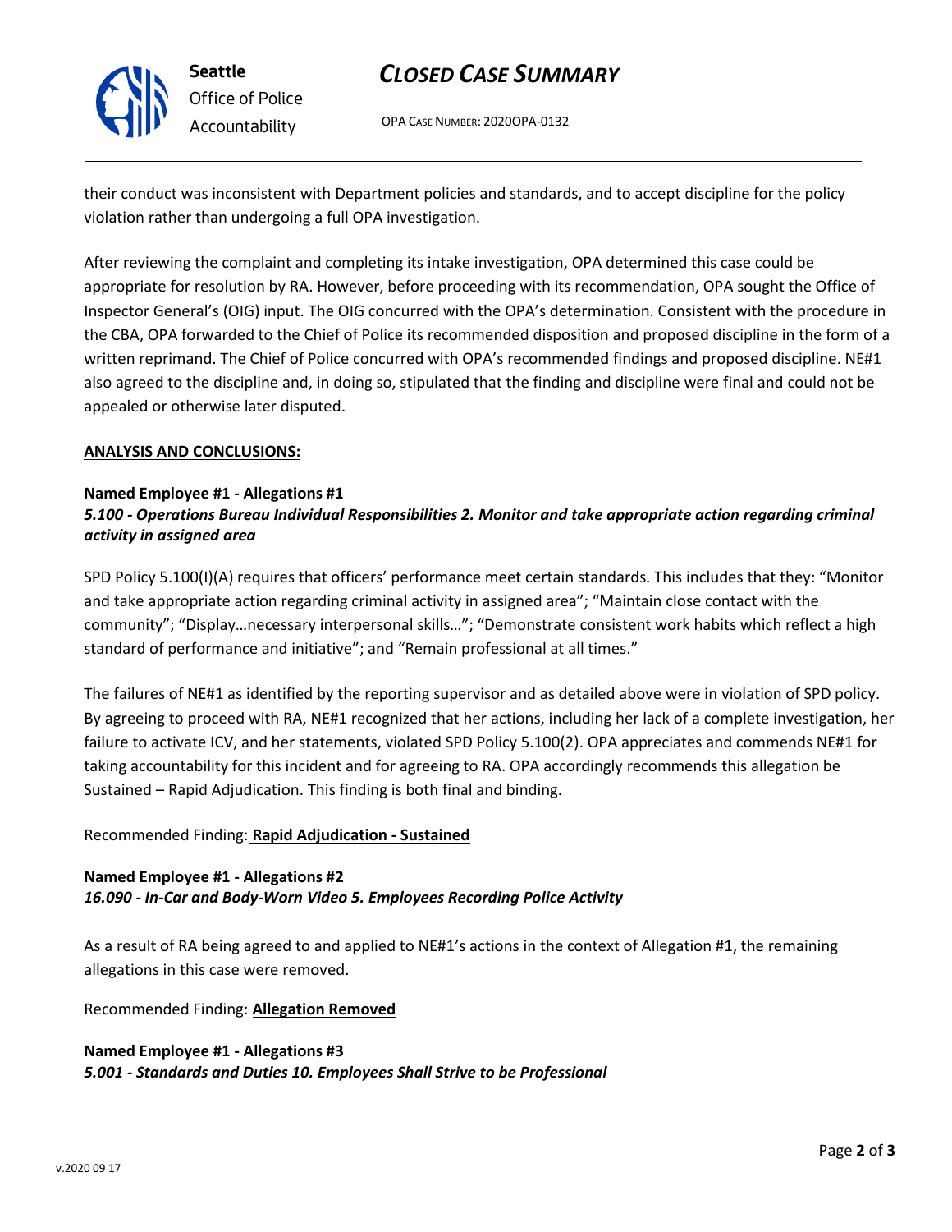their conduct was inconsistent with Department policies and standards, and to accept discipline for the policy violation rather than undergoing a full OPA investigation.

After reviewing the complaint and completing its intake investigation, OPA determined this case could be appropriate for resolution by RA. However, before proceeding with its recommendation, OPA sought the Office of Inspector General's (OIG) input. The OIG concurred with the OPA's determination. Consistent with the procedure in the CBA, OPA forwarded to the Chief of Police its recommended disposition and proposed discipline in the form of a written reprimand. The Chief of Police concurred with OPA's recommended findings and proposed discipline. NE#1 also agreed to the discipline and, in doing so, stipulated that the finding and discipline were final and could not be appealed or otherwise later disputed.

**ANALYSIS AND CONCLUSIONS:**

**Named Employee #1 - Allegations #1**
***5.100 - Operations Bureau Individual Responsibilities 2. Monitor and take appropriate action regarding criminal activity in assigned area***

SPD Policy 5.100(I)(A) requires that officers' performance meet certain standards. This includes that they: "Monitor and take appropriate action regarding criminal activity in assigned area"; "Maintain close contact with the community"; "Display…necessary interpersonal skills…"; "Demonstrate consistent work habits which reflect a high standard of performance and initiative"; and "Remain professional at all times."

The failures of NE#1 as identified by the reporting supervisor and as detailed above were in violation of SPD policy. By agreeing to proceed with RA, NE#1 recognized that her actions, including her lack of a complete investigation, her failure to activate ICV, and her statements, violated SPD Policy 5.100(2). OPA appreciates and commends NE#1 for taking accountability for this incident and for agreeing to RA. OPA accordingly recommends this allegation be Sustained – Rapid Adjudication. This finding is both final and binding.

Recommended Finding: **Rapid Adjudication - Sustained**

**Named Employee #1 - Allegations #2**
***16.090 - In-Car and Body-Worn Video 5. Employees Recording Police Activity***

As a result of RA being agreed to and applied to NE#1's actions in the context of Allegation #1, the remaining allegations in this case were removed.

Recommended Finding: **Allegation Removed**

**Named Employee #1 - Allegations #3**
***5.001 - Standards and Duties 10. Employees Shall Strive to be Professional***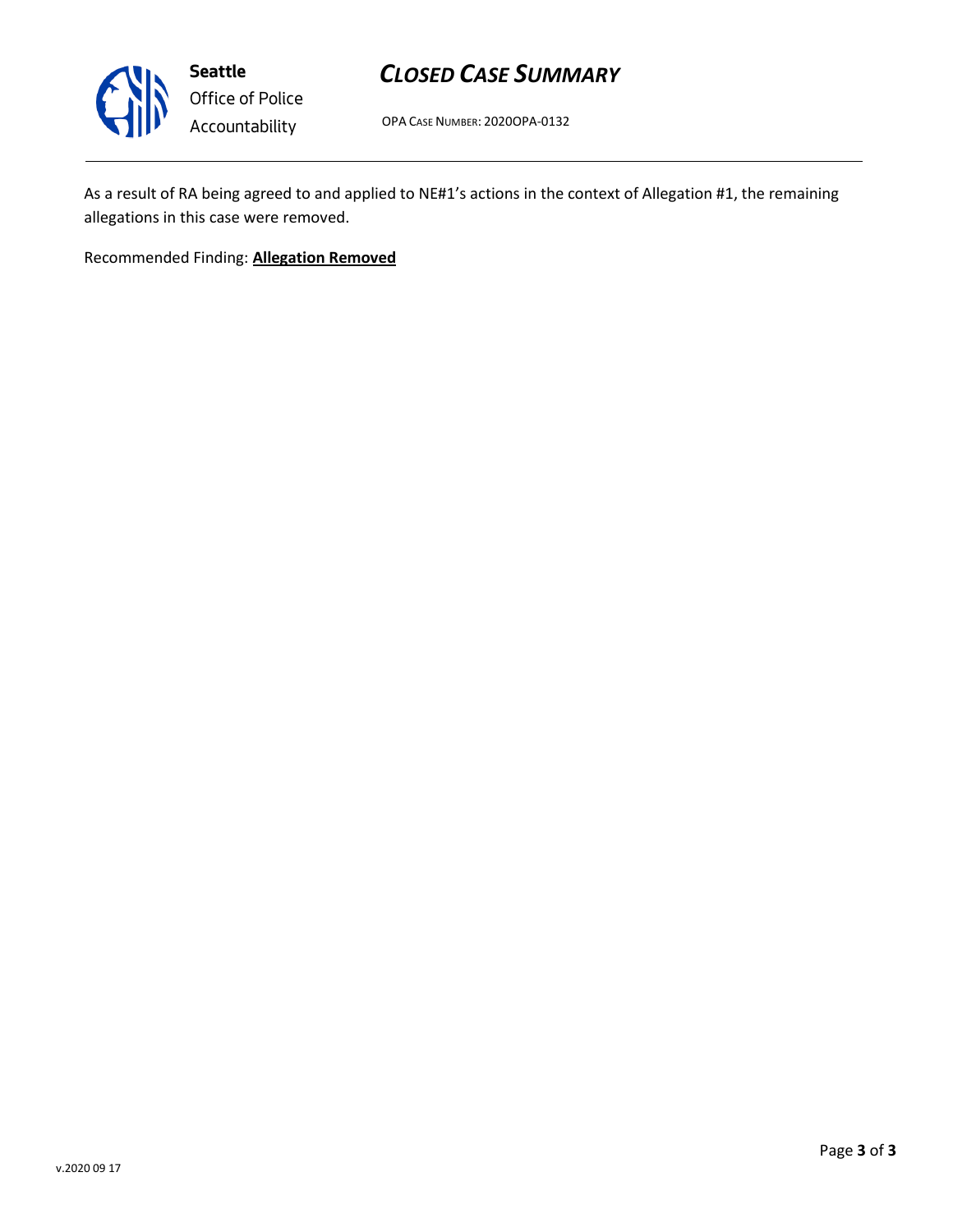As a result of RA being agreed to and applied to NE#1's actions in the context of Allegation #1, the remaining allegations in this case were removed.

Recommended Finding: **Allegation Removed**